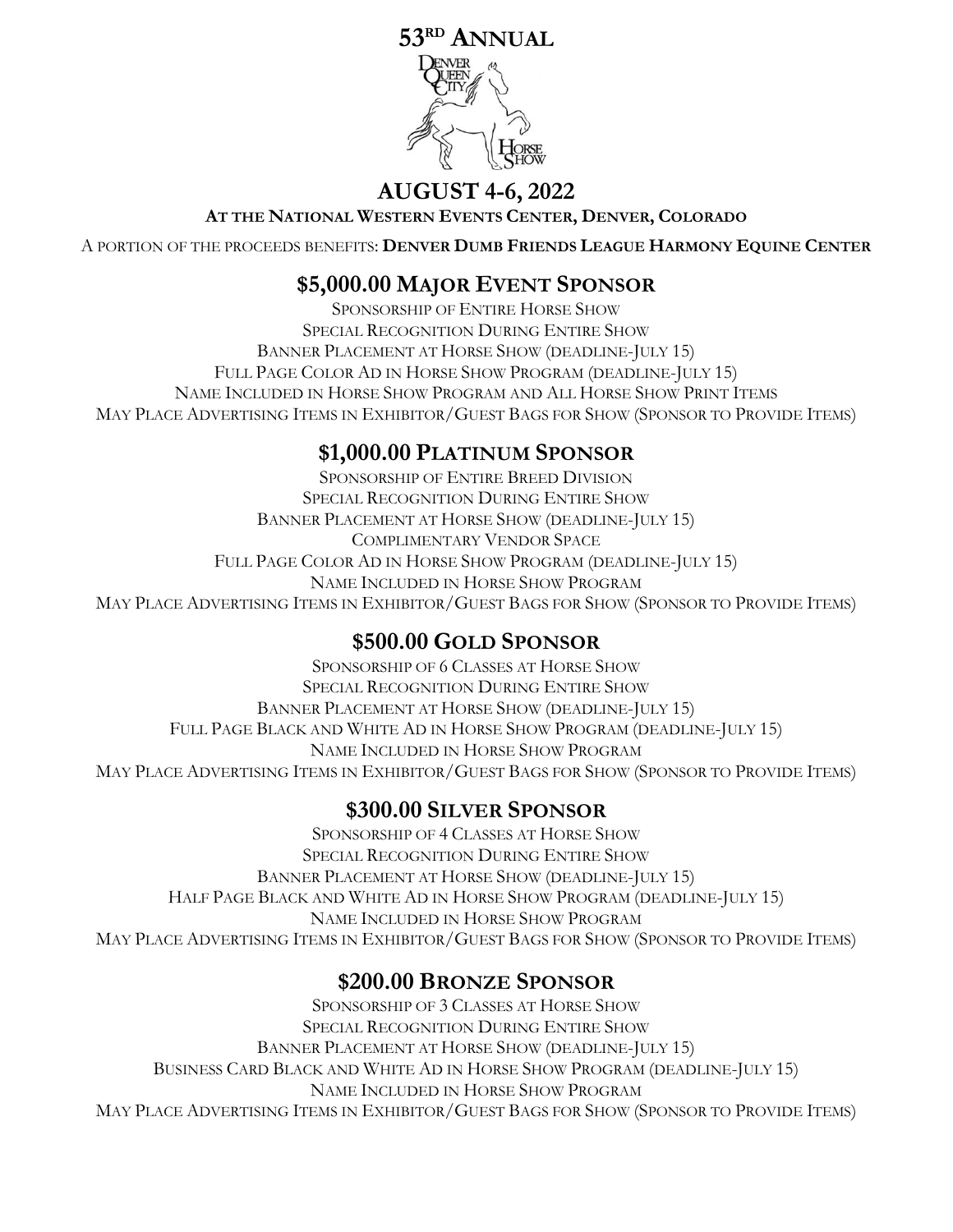# 53RD ANNUAL

DENVER QUEEN CITY HORSE SHOW

## AUGUST 4-6, 2022

**AT THE NATIONAL WESTERN EVENTS CENTER, DENVER, COLORADO**

A PORTION OF THE PROCEEDS BENEFITS: **DENVER DUMB FRIENDS LEAGUE HARMONY EQUINE CENTER**

## $5,000.00 MAJOR EVENT SPONSOR

SPONSORSHIP OF ENTIRE HORSE SHOW
SPECIAL RECOGNITION DURING ENTIRE SHOW
BANNER PLACEMENT AT HORSE SHOW (DEADLINE-JULY 15)
FULL PAGE COLOR AD IN HORSE SHOW PROGRAM (DEADLINE-JULY 15)
NAME INCLUDED IN HORSE SHOW PROGRAM AND ALL HORSE SHOW PRINT ITEMS
MAY PLACE ADVERTISING ITEMS IN EXHIBITOR/GUEST BAGS FOR SHOW (SPONSOR TO PROVIDE ITEMS)

## $1,000.00 PLATINUM SPONSOR

SPONSORSHIP OF ENTIRE BREED DIVISION
SPECIAL RECOGNITION DURING ENTIRE SHOW
BANNER PLACEMENT AT HORSE SHOW (DEADLINE-JULY 15)
COMPLIMENTARY VENDOR SPACE
FULL PAGE COLOR AD IN HORSE SHOW PROGRAM (DEADLINE-JULY 15)
NAME INCLUDED IN HORSE SHOW PROGRAM
MAY PLACE ADVERTISING ITEMS IN EXHIBITOR/GUEST BAGS FOR SHOW (SPONSOR TO PROVIDE ITEMS)

## $500.00 GOLD SPONSOR

SPONSORSHIP OF 6 CLASSES AT HORSE SHOW
SPECIAL RECOGNITION DURING ENTIRE SHOW
BANNER PLACEMENT AT HORSE SHOW (DEADLINE-JULY 15)
FULL PAGE BLACK AND WHITE AD IN HORSE SHOW PROGRAM (DEADLINE-JULY 15)
NAME INCLUDED IN HORSE SHOW PROGRAM
MAY PLACE ADVERTISING ITEMS IN EXHIBITOR/GUEST BAGS FOR SHOW (SPONSOR TO PROVIDE ITEMS)

## $300.00 SILVER SPONSOR

SPONSORSHIP OF 4 CLASSES AT HORSE SHOW
SPECIAL RECOGNITION DURING ENTIRE SHOW
BANNER PLACEMENT AT HORSE SHOW (DEADLINE-JULY 15)
HALF PAGE BLACK AND WHITE AD IN HORSE SHOW PROGRAM (DEADLINE-JULY 15)
NAME INCLUDED IN HORSE SHOW PROGRAM
MAY PLACE ADVERTISING ITEMS IN EXHIBITOR/GUEST BAGS FOR SHOW (SPONSOR TO PROVIDE ITEMS)

## $200.00 BRONZE SPONSOR

SPONSORSHIP OF 3 CLASSES AT HORSE SHOW
SPECIAL RECOGNITION DURING ENTIRE SHOW
BANNER PLACEMENT AT HORSE SHOW (DEADLINE-JULY 15)
BUSINESS CARD BLACK AND WHITE AD IN HORSE SHOW PROGRAM (DEADLINE-JULY 15)
NAME INCLUDED IN HORSE SHOW PROGRAM
MAY PLACE ADVERTISING ITEMS IN EXHIBITOR/GUEST BAGS FOR SHOW (SPONSOR TO PROVIDE ITEMS)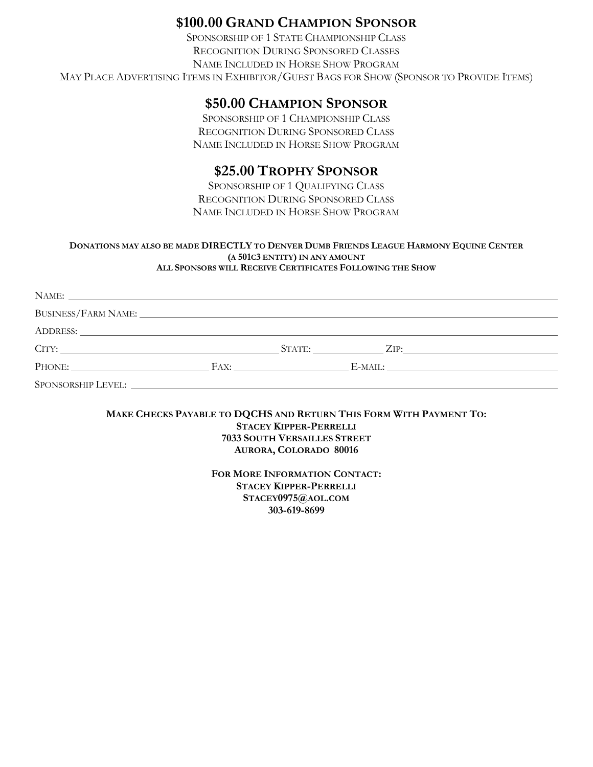## $100.00 Grand Champion Sponsor

Sponsorship of 1 State Championship Class
Recognition During Sponsored Classes
Name Included in Horse Show Program
May Place Advertising Items in Exhibitor/Guest Bags for Show (Sponsor to Provide Items)

## $50.00 Champion Sponsor

Sponsorship of 1 Championship Class
Recognition During Sponsored Class
Name Included in Horse Show Program

## $25.00 Trophy Sponsor

Sponsorship of 1 Qualifying Class
Recognition During Sponsored Class
Name Included in Horse Show Program

**Donations may also be made DIRECTLY to Denver Dumb Friends League Harmony Equine Center (a 501c3 entity) in any amount**
**All Sponsors will Receive Certificates Following the Show**

Name: ______________________________

Business/Farm Name: ______________________________

Address: ______________________________

City: ____________________ State: __________ Zip: ____________________

Phone: ____________________ Fax: ____________________ E-mail: ____________________

Sponsorship Level: ______________________________

**Make Checks Payable to DQCHS and Return This Form With Payment To:**
**Stacey Kipper-Perrelli**
**7033 South Versailles Street**
**Aurora, Colorado 80016**

**For More Information Contact:**
**Stacey Kipper-Perrelli**
**Stacey0975@aol.com**
**303-619-8699**